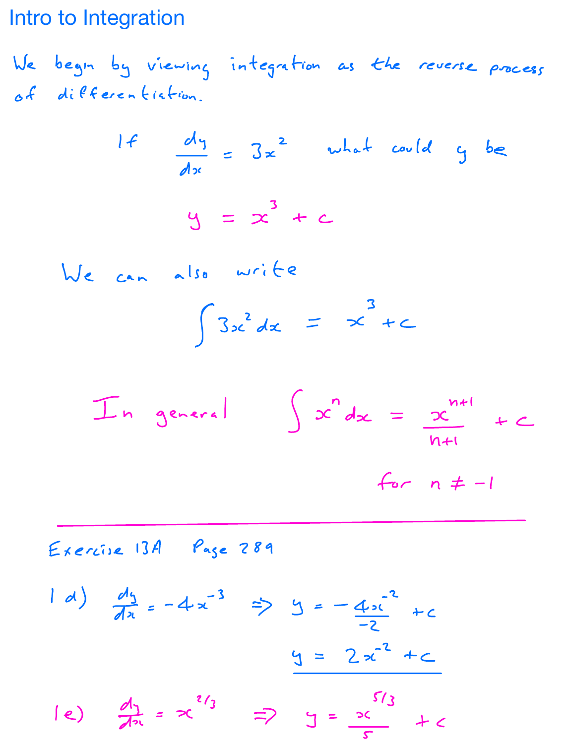# Intro to Integration

We begin by viewing integration as the reverse process of differentiation.

If $\frac{dy}{dx} = 3x^2$ what could $y$ be

$$y = x^3 + c$$

We can also write

$$\int 3x^2 \, dx = x^3 + c$$

In general $\int x^n \, dx = \frac{x^{n+1}}{n+1} + c$

for $n \neq -1$

---

Exercise 13A Page 289

1 d) $\frac{dy}{dx} = -4x^{-3} \Rightarrow y = -\frac{4x^{-2}}{-2} + c$

$$\underline{y = 2x^{-2} + c}$$

1 e) $\frac{dy}{dx} = x^{2/3} \Rightarrow y = \frac{x^{5/3}}{5} + c$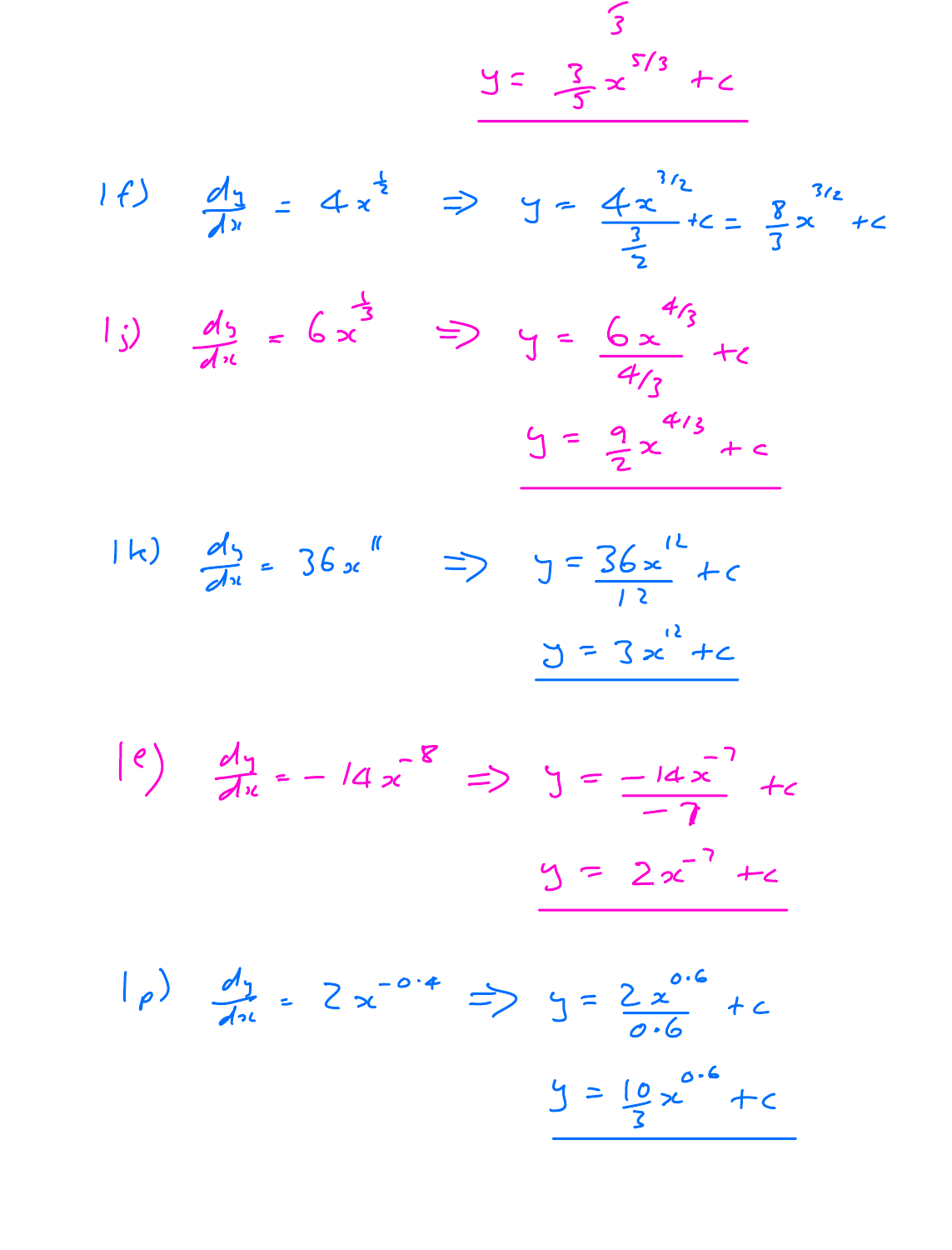$$y = \frac{3}{5}x^{5/3} + c$$

1f) $\frac{dy}{dx} = 4x^{\frac{1}{2}} \Rightarrow y = \frac{4x^{3/2}}{\frac{3}{2}} + c = \frac{8}{3}x^{3/2} + c$

1j) $\frac{dy}{dx} = 6x^{\frac{1}{3}} \Rightarrow y = \frac{6x^{4/3}}{4/3} + c$

$$y = \frac{9}{2}x^{4/3} + c$$

1k) $\frac{dy}{dx} = 36x^{11} \Rightarrow y = \frac{36x^{12}}{12} + c$

$$y = 3x^{12} + c$$

1e) $\frac{dy}{dx} = -14x^{-8} \Rightarrow y = \frac{-14x^{-7}}{-7} + c$

$$y = 2x^{-7} + c$$

1p) $\frac{dy}{dx} = 2x^{-0.4} \Rightarrow y = \frac{2x^{0.6}}{0.6} + c$

$$y = \frac{10}{3}x^{0.6} + c$$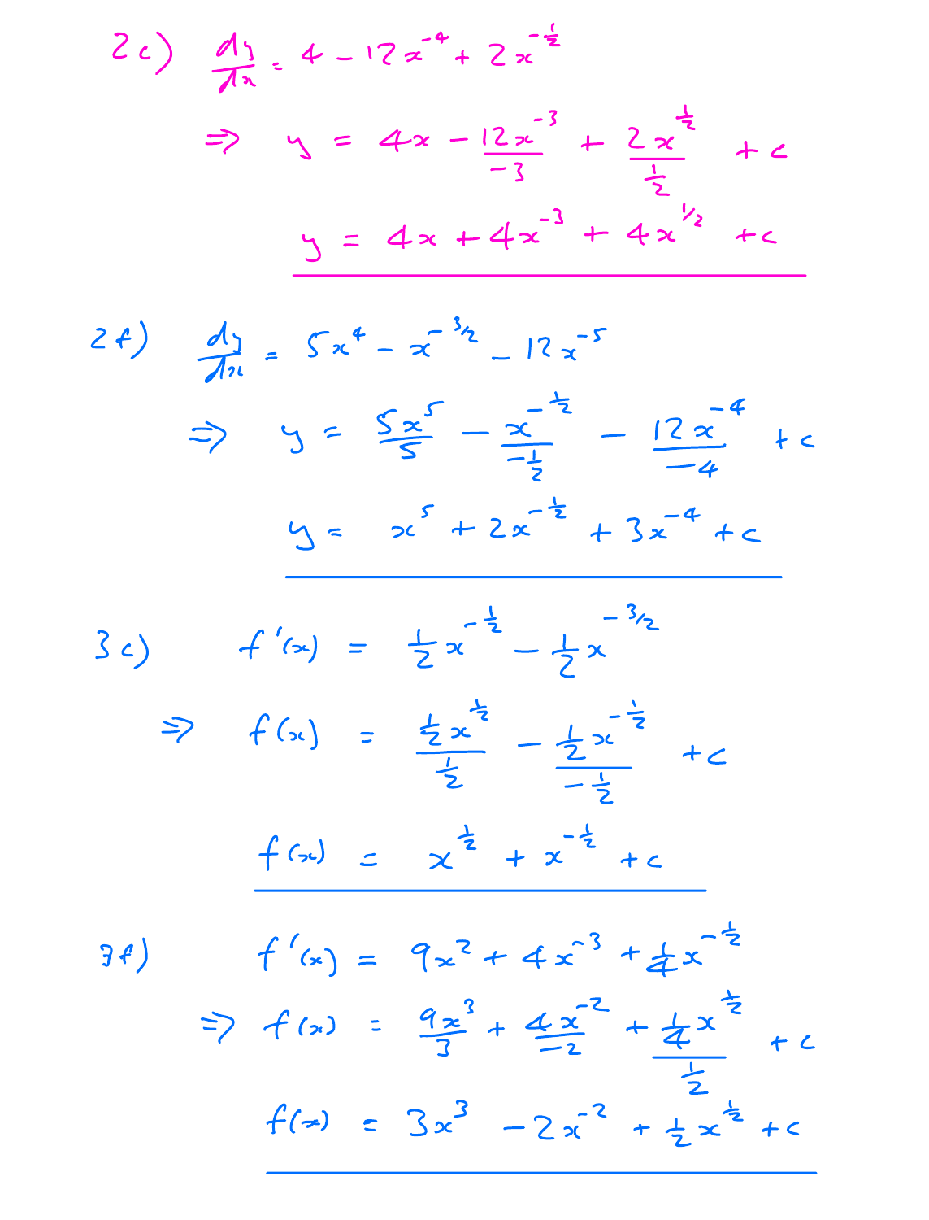2c) $\frac{dy}{dx} = 4 - 12x^{-4} + 2x^{-\frac{1}{2}}$

$$\Rightarrow \quad y = 4x - \frac{12x^{-3}}{-3} + \frac{2x^{\frac{1}{2}}}{\frac{1}{2}} + c$$

$$y = 4x + 4x^{-3} + 4x^{1/2} + c$$

2f) $\frac{dy}{dx} = 5x^4 - x^{-3/2} - 12x^{-5}$

$$\Rightarrow \quad y = \frac{5x^5}{5} - \frac{x^{-\frac{1}{2}}}{-\frac{1}{2}} - \frac{12x^{-4}}{-4} + c$$

$$y = x^5 + 2x^{-\frac{1}{2}} + 3x^{-4} + c$$

3c) $f'(x) = \frac{1}{2}x^{-\frac{1}{2}} - \frac{1}{2}x^{-3/2}$

$$\Rightarrow \quad f(x) = \frac{\frac{1}{2}x^{\frac{1}{2}}}{\frac{1}{2}} - \frac{\frac{1}{2}x^{-\frac{1}{2}}}{-\frac{1}{2}} + c$$

$$f(x) = x^{\frac{1}{2}} + x^{-\frac{1}{2}} + c$$

3f) $f'(x) = 9x^2 + 4x^{-3} + \frac{1}{4}x^{-\frac{1}{2}}$

$$\Rightarrow \quad f(x) = \frac{9x^3}{3} + \frac{4x^{-2}}{-2} + \frac{\frac{1}{4}x^{\frac{1}{2}}}{\frac{1}{2}} + c$$

$$f(x) = 3x^3 - 2x^{-2} + \frac{1}{2}x^{\frac{1}{2}} + c$$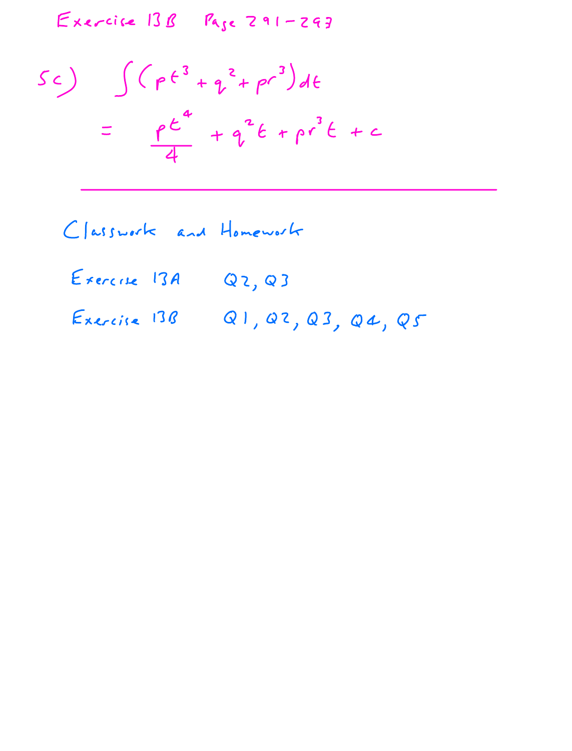Exercise 13B Page 291 − 293

5c) $\int (pt^3 + q^2 + pr^3)\,dt$

$$= \frac{pt^4}{4} + q^2t + pr^3t + c$$

---

Classwork and Homework

Exercise 13A Q2, Q3

Exercise 13B Q1, Q2, Q3, Q4, Q5